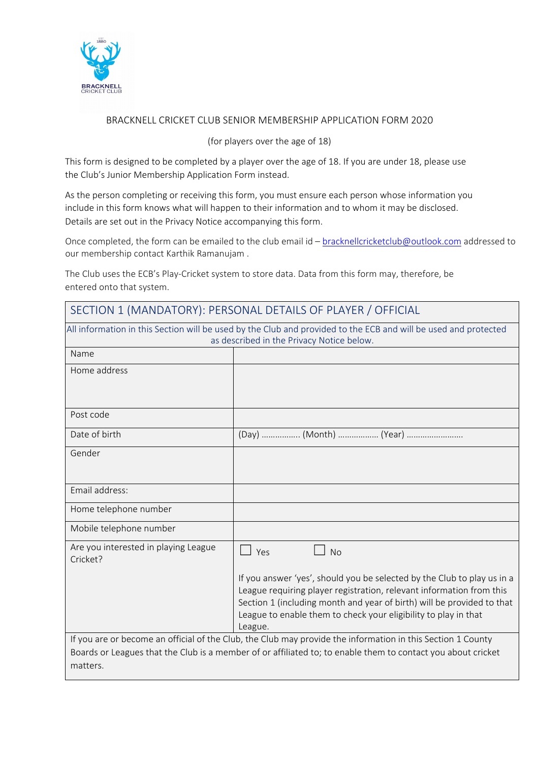BRACKNELL CRICKET CLUB SENIOR MEMBERSHIP APPLICATION FORM 2020

(for players over the age of 18)

This form is designed to be completed by a player over the age of 18. If you are under 18, please use the Club's Junior Membership Application Form instead.

As the person completing or receiving this form, you must ensure each person whose information you include in this form knows what will happen to their information and to whom it may be disclosed. Details are set out in the Privacy Notice accompanying this form.

Once completed, the form can be emailed to the club email id – bracknellcricketclub@outlook.com addressed to our membership contact Karthik Ramanujam .

The Club uses the ECB's Play-Cricket system to store data. Data from this form may, therefore, be entered onto that system.

| SECTION 1 (MANDATORY): PERSONAL DETAILS OF PLAYER / OFFICIAL | |
|---|---|
| All information in this Section will be used by the Club and provided to the ECB and will be used and protected as described in the Privacy Notice below. | |
| Name | |
| Home address | |
| Post code | |
| Date of birth | (Day) ……………. (Month) ……………… (Year) …………………… |
| Gender | |
| Email address: | |
| Home telephone number | |
| Mobile telephone number | |
| Are you interested in playing League Cricket? | ☐ Yes ☐ No<br><br>If you answer 'yes', should you be selected by the Club to play us in a League requiring player registration, relevant information from this Section 1 (including month and year of birth) will be provided to that League to enable them to check your eligibility to play in that League. |
| If you are or become an official of the Club, the Club may provide the information in this Section 1 County Boards or Leagues that the Club is a member of or affiliated to; to enable them to contact you about cricket matters. | |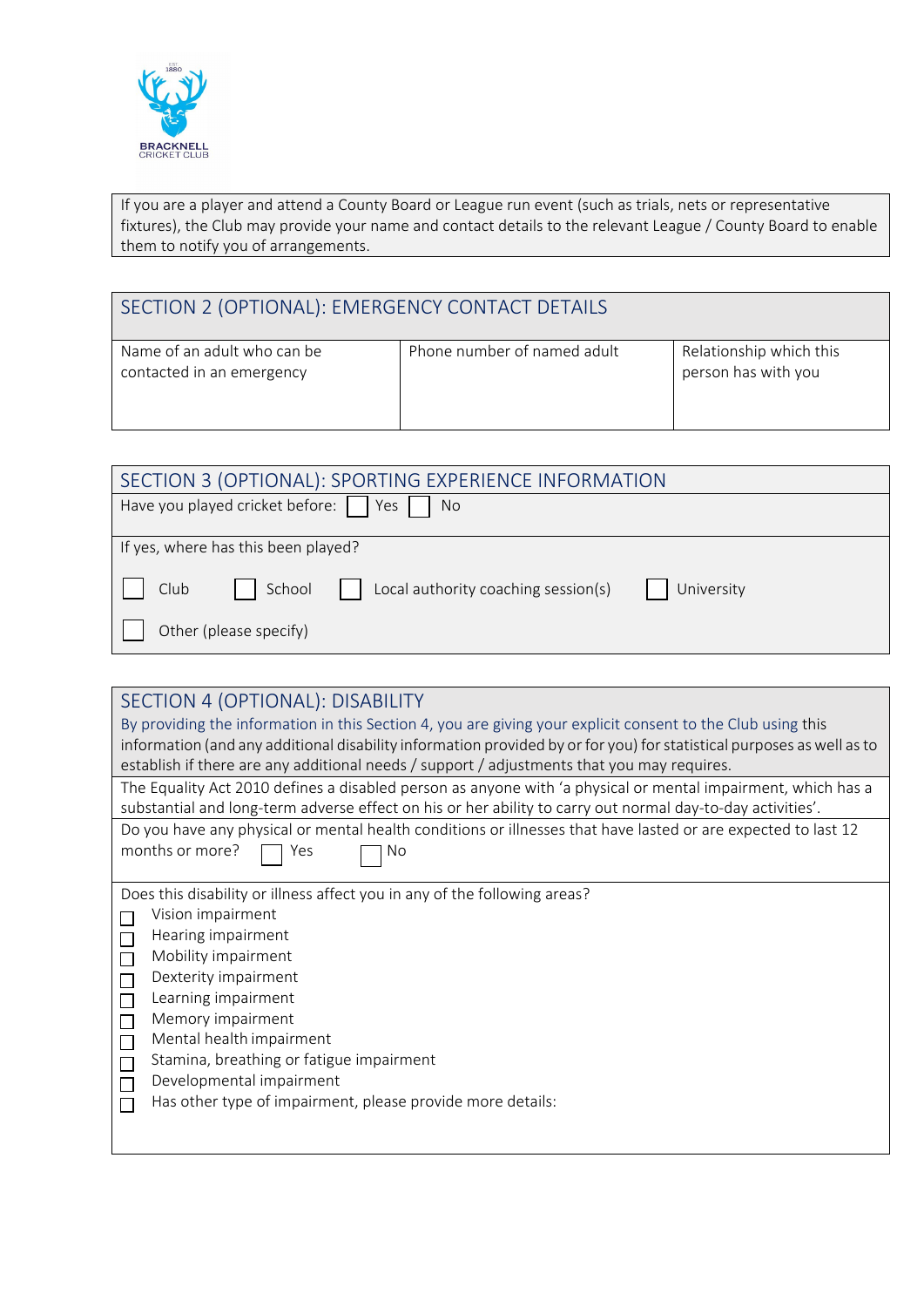BRACKNELL CRICKET CLUB

If you are a player and attend a County Board or League run event (such as trials, nets or representative fixtures), the Club may provide your name and contact details to the relevant League / County Board to enable them to notify you of arrangements.

## SECTION 2 (OPTIONAL): EMERGENCY CONTACT DETAILS

| Name of an adult who can be contacted in an emergency | Phone number of named adult | Relationship which this person has with you |
|---|---|---|
| | | |

## SECTION 3 (OPTIONAL): SPORTING EXPERIENCE INFORMATION

Have you played cricket before: ☐ Yes ☐ No

If yes, where has this been played?

☐ Club ☐ School ☐ Local authority coaching session(s) ☐ University

☐ Other (please specify)

## SECTION 4 (OPTIONAL): DISABILITY

By providing the information in this Section 4, you are giving your explicit consent to the Club using this information (and any additional disability information provided by or for you) for statistical purposes as well as to establish if there are any additional needs / support / adjustments that you may requires.

The Equality Act 2010 defines a disabled person as anyone with 'a physical or mental impairment, which has a substantial and long-term adverse effect on his or her ability to carry out normal day-to-day activities'.

Do you have any physical or mental health conditions or illnesses that have lasted or are expected to last 12 months or more? ☐ Yes ☐ No

Does this disability or illness affect you in any of the following areas?

- ☐ Vision impairment
- ☐ Hearing impairment
- ☐ Mobility impairment
- ☐ Dexterity impairment
- ☐ Learning impairment
- ☐ Memory impairment
- ☐ Mental health impairment
- ☐ Stamina, breathing or fatigue impairment
- ☐ Developmental impairment
- ☐ Has other type of impairment, please provide more details: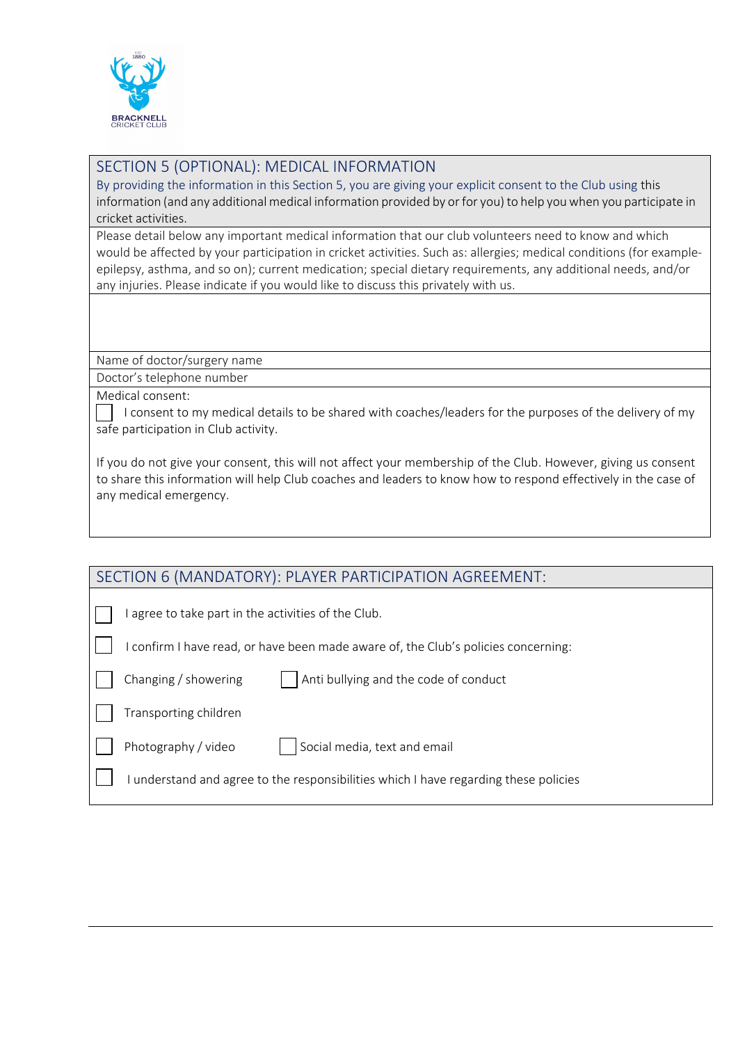## SECTION 5 (OPTIONAL): MEDICAL INFORMATION

By providing the information in this Section 5, you are giving your explicit consent to the Club using this information (and any additional medical information provided by or for you) to help you when you participate in cricket activities.

Please detail below any important medical information that our club volunteers need to know and which would be affected by your participation in cricket activities. Such as: allergies; medical conditions (for example-epilepsy, asthma, and so on); current medication; special dietary requirements, any additional needs, and/or any injuries. Please indicate if you would like to discuss this privately with us.

Name of doctor/surgery name

Doctor's telephone number

Medical consent:

☐ I consent to my medical details to be shared with coaches/leaders for the purposes of the delivery of my safe participation in Club activity.

If you do not give your consent, this will not affect your membership of the Club. However, giving us consent to share this information will help Club coaches and leaders to know how to respond effectively in the case of any medical emergency.

## SECTION 6 (MANDATORY): PLAYER PARTICIPATION AGREEMENT:

☐ I agree to take part in the activities of the Club.

☐ I confirm I have read, or have been made aware of, the Club's policies concerning:

☐ Changing / showering ☐ Anti bullying and the code of conduct

☐ Transporting children

☐ Photography / video ☐ Social media, text and email

☐ I understand and agree to the responsibilities which I have regarding these policies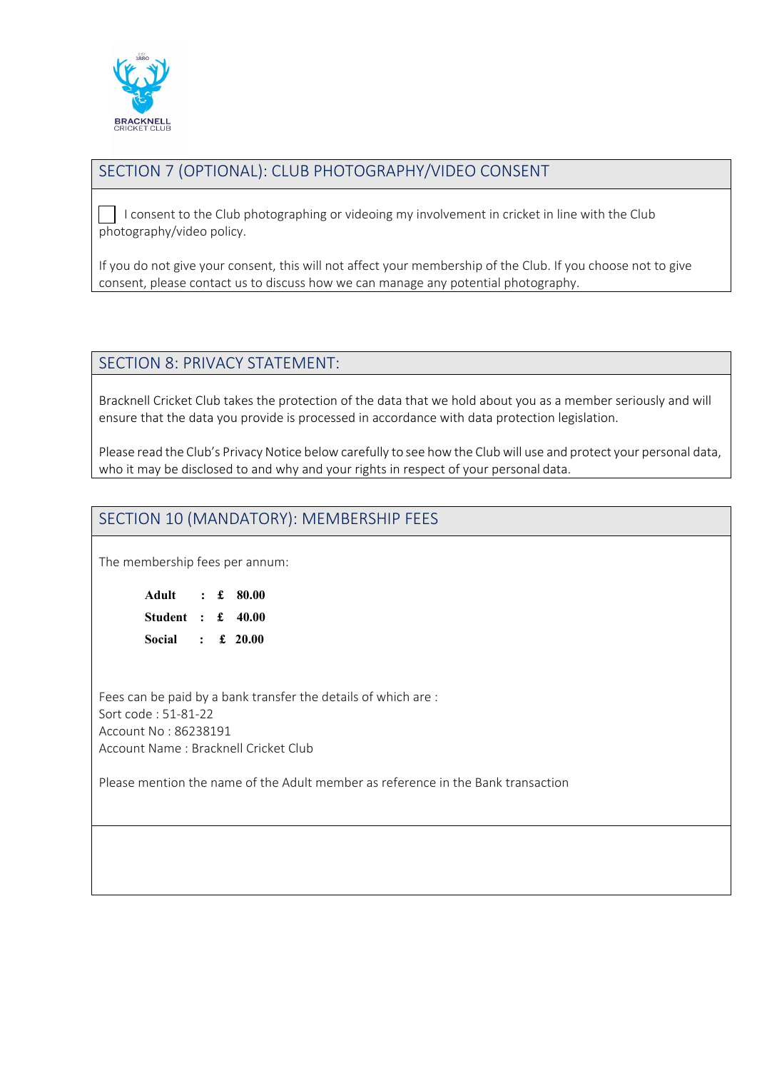## SECTION 7 (OPTIONAL): CLUB PHOTOGRAPHY/VIDEO CONSENT

☐ I consent to the Club photographing or videoing my involvement in cricket in line with the Club photography/video policy.

If you do not give your consent, this will not affect your membership of the Club. If you choose not to give consent, please contact us to discuss how we can manage any potential photography.

## SECTION 8: PRIVACY STATEMENT:

Bracknell Cricket Club takes the protection of the data that we hold about you as a member seriously and will ensure that the data you provide is processed in accordance with data protection legislation.

Please read the Club's Privacy Notice below carefully to see how the Club will use and protect your personal data, who it may be disclosed to and why and your rights in respect of your personal data.

## SECTION 10 (MANDATORY): MEMBERSHIP FEES

The membership fees per annum:

| | | | |
|---|---|---|---|
| **Adult** | : | **£** | **80.00** |
| **Student** | : | **£** | **40.00** |
| **Social** | : | **£** | **20.00** |

Fees can be paid by a bank transfer the details of which are :
Sort code : 51-81-22
Account No : 86238191
Account Name : Bracknell Cricket Club

Please mention the name of the Adult member as reference in the Bank transaction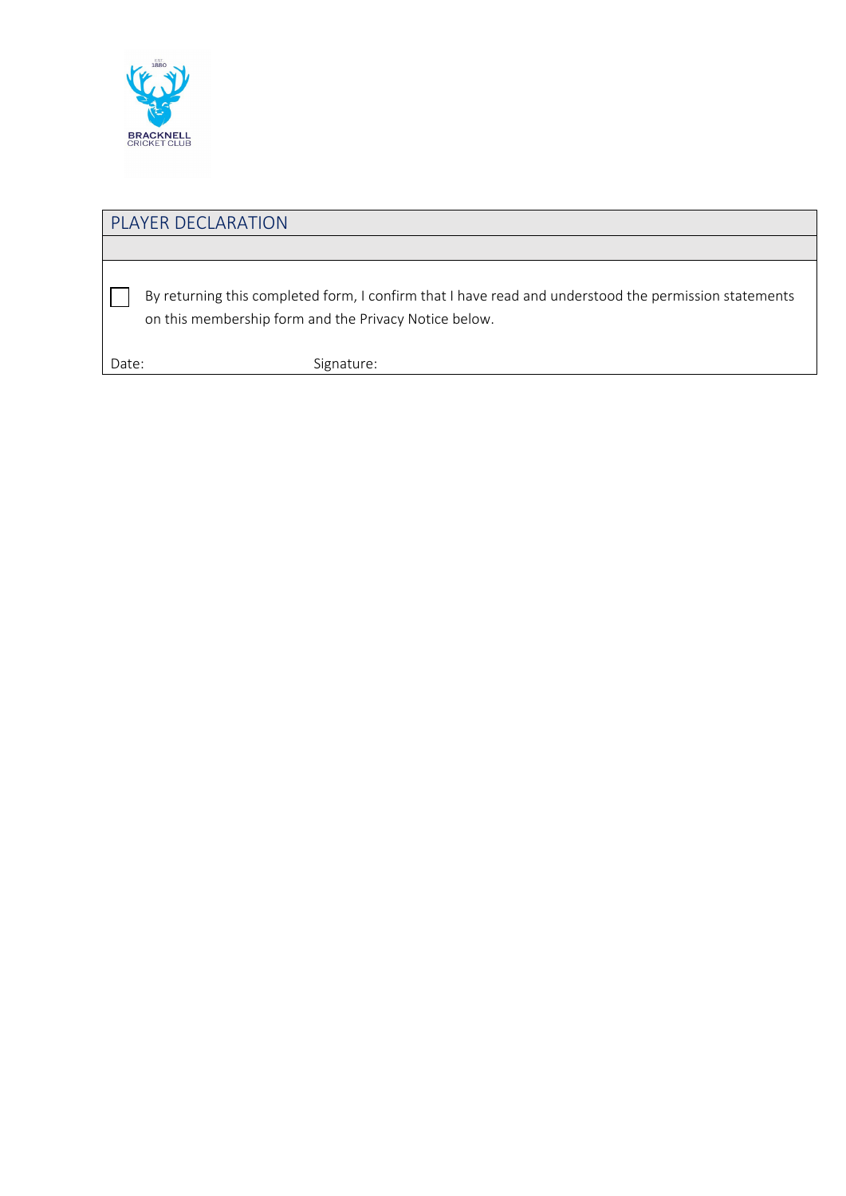## PLAYER DECLARATION

☐ By returning this completed form, I confirm that I have read and understood the permission statements on this membership form and the Privacy Notice below.

Date: Signature: